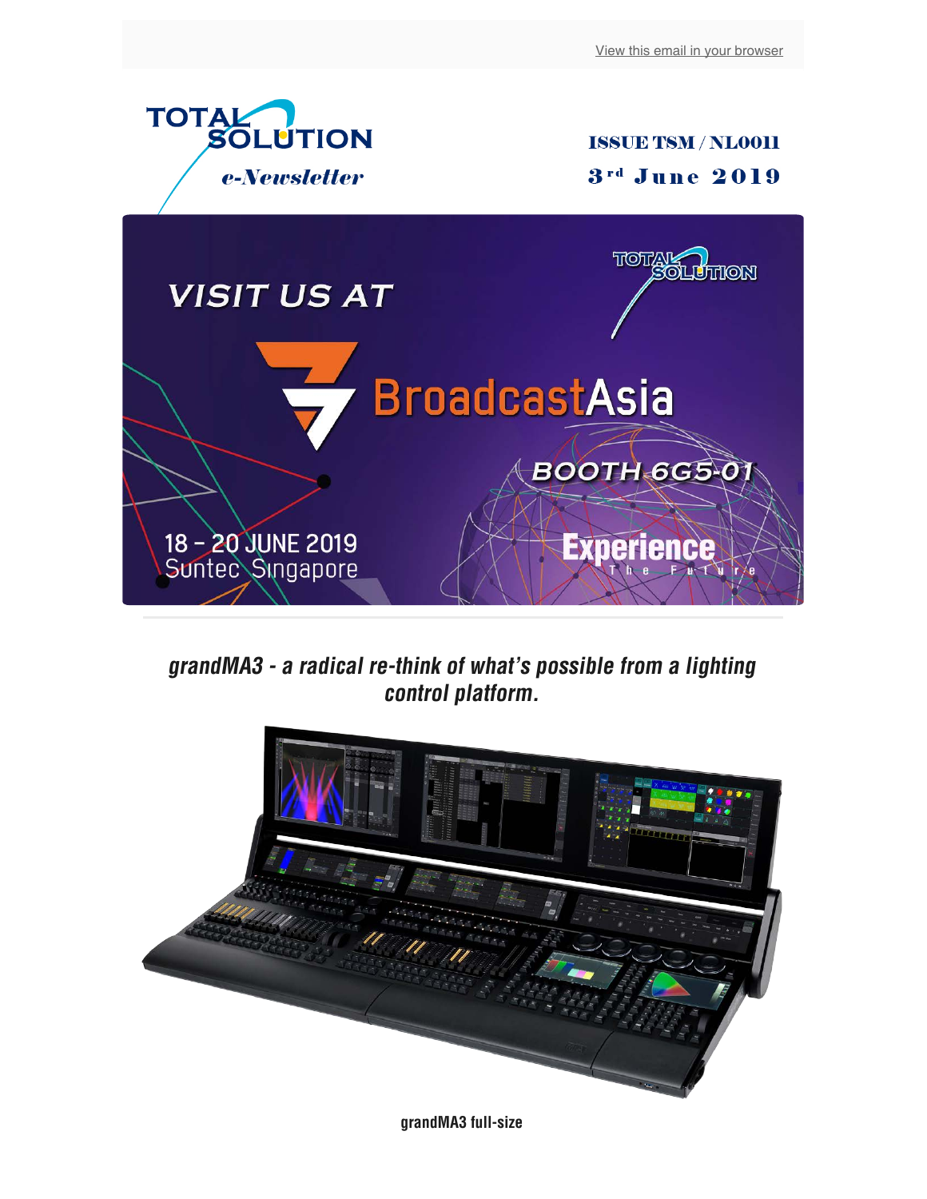View this email in your browser

TOTAL SOLUTION
*e-Newsletter*

**ISSUE TSM / NL0011**

**3rd June 2019**

VISIT US AT

BroadcastAsia

BOOTH 6G5-01

18 – 20 JUNE 2019
Suntec Singapore

Experience The Future

## *grandMA3 - a radical re-think of what's possible from a lighting control platform.*

**grandMA3 full-size**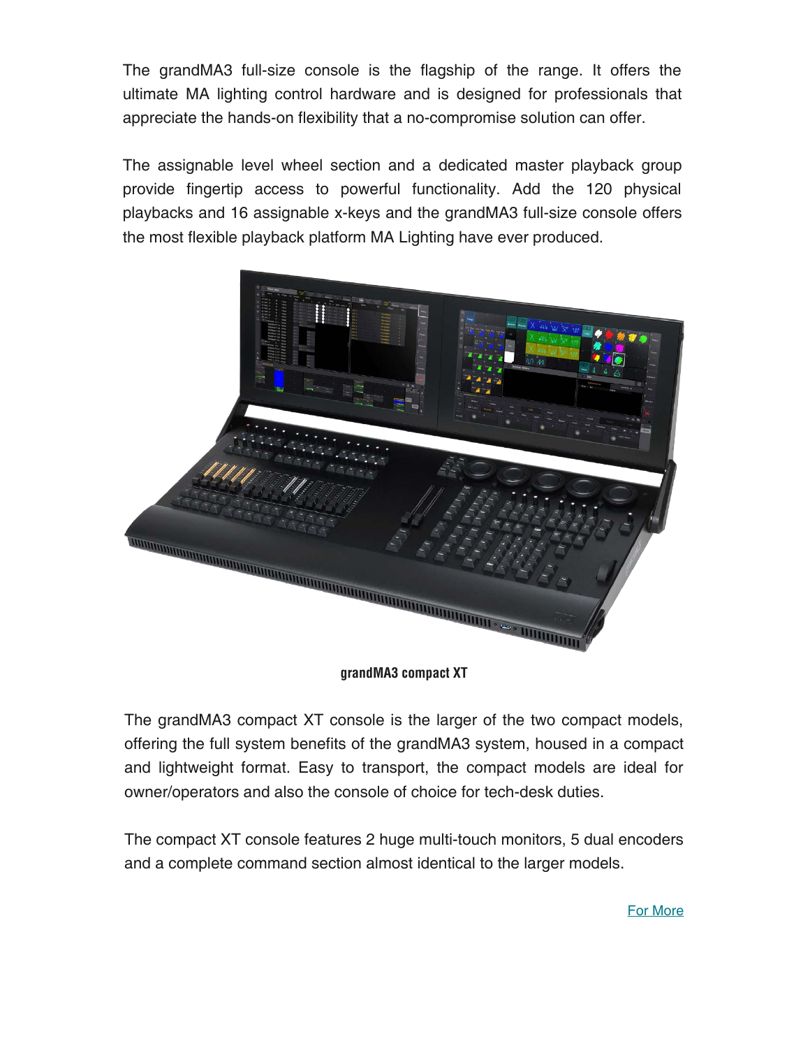The grandMA3 full-size console is the flagship of the range. It offers the ultimate MA lighting control hardware and is designed for professionals that appreciate the hands-on flexibility that a no-compromise solution can offer.

The assignable level wheel section and a dedicated master playback group provide fingertip access to powerful functionality. Add the 120 physical playbacks and 16 assignable x-keys and the grandMA3 full-size console offers the most flexible playback platform MA Lighting have ever produced.

**grandMA3 compact XT**

The grandMA3 compact XT console is the larger of the two compact models, offering the full system benefits of the grandMA3 system, housed in a compact and lightweight format. Easy to transport, the compact models are ideal for owner/operators and also the console of choice for tech-desk duties.

The compact XT console features 2 huge multi-touch monitors, 5 dual encoders and a complete command section almost identical to the larger models.

For More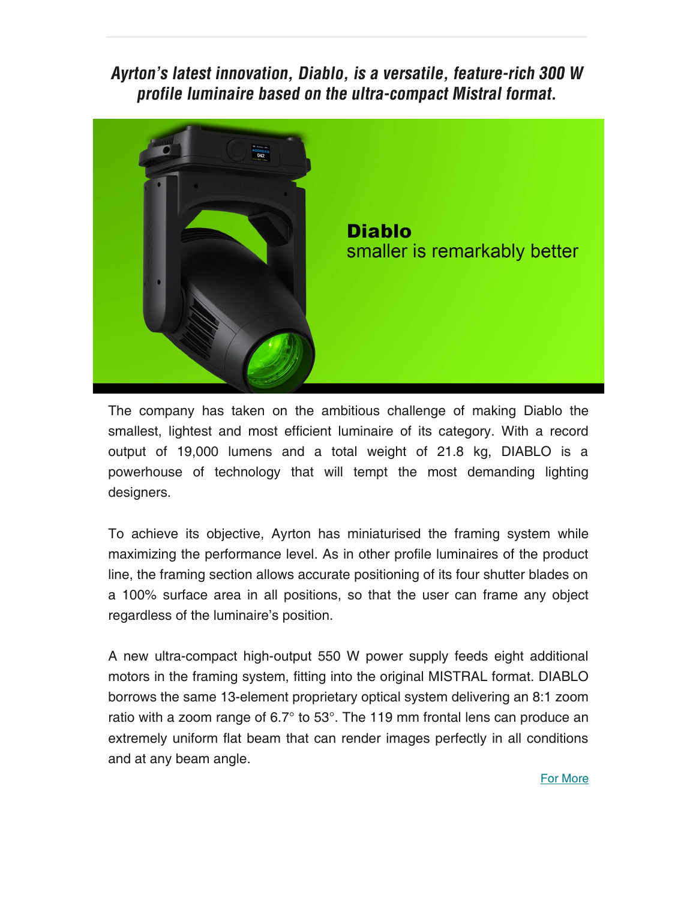***Ayrton's latest innovation, Diablo, is a versatile, feature-rich 300 W profile luminaire based on the ultra-compact Mistral format.***

**Diablo**
smaller is remarkably better

The company has taken on the ambitious challenge of making Diablo the smallest, lightest and most efficient luminaire of its category. With a record output of 19,000 lumens and a total weight of 21.8 kg, DIABLO is a powerhouse of technology that will tempt the most demanding lighting designers.

To achieve its objective, Ayrton has miniaturised the framing system while maximizing the performance level. As in other profile luminaires of the product line, the framing section allows accurate positioning of its four shutter blades on a 100% surface area in all positions, so that the user can frame any object regardless of the luminaire's position.

A new ultra-compact high-output 550 W power supply feeds eight additional motors in the framing system, fitting into the original MISTRAL format. DIABLO borrows the same 13-element proprietary optical system delivering an 8:1 zoom ratio with a zoom range of 6.7° to 53°. The 119 mm frontal lens can produce an extremely uniform flat beam that can render images perfectly in all conditions and at any beam angle.

For More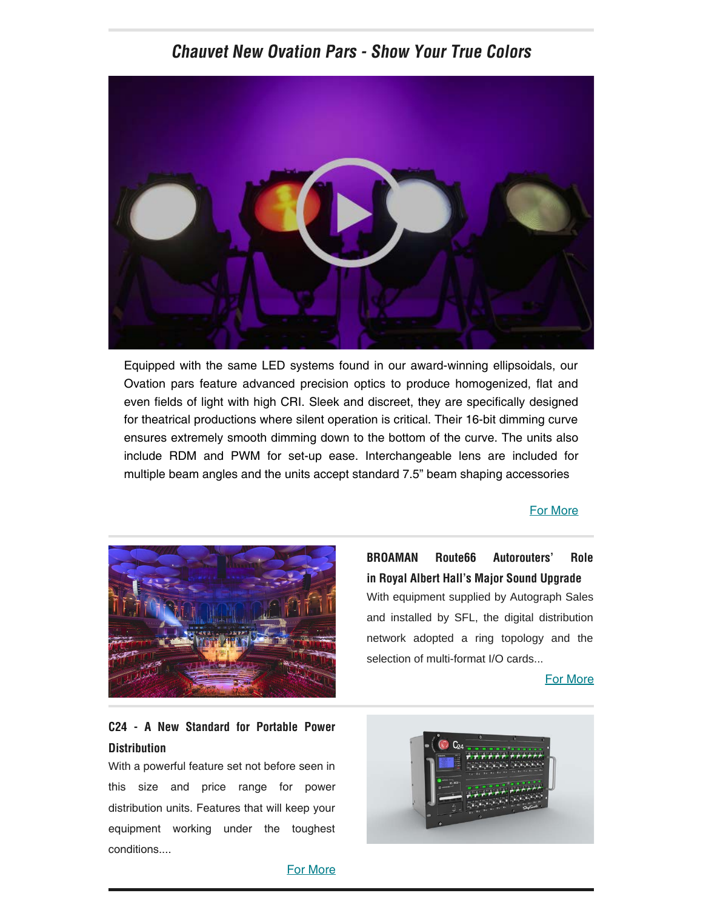## *Chauvet New Ovation Pars - Show Your True Colors*

Equipped with the same LED systems found in our award-winning ellipsoidals, our Ovation pars feature advanced precision optics to produce homogenized, flat and even fields of light with high CRI. Sleek and discreet, they are specifically designed for theatrical productions where silent operation is critical. Their 16-bit dimming curve ensures extremely smooth dimming down to the bottom of the curve. The units also include RDM and PWM for set-up ease. Interchangeable lens are included for multiple beam angles and the units accept standard 7.5" beam shaping accessories

For More

---

### BROAMAN Route66 Autorouters' Role in Royal Albert Hall's Major Sound Upgrade

With equipment supplied by Autograph Sales and installed by SFL, the digital distribution network adopted a ring topology and the selection of multi-format I/O cards...

For More

---

### C24 - A New Standard for Portable Power Distribution

With a powerful feature set not before seen in this size and price range for power distribution units. Features that will keep your equipment working under the toughest conditions....

For More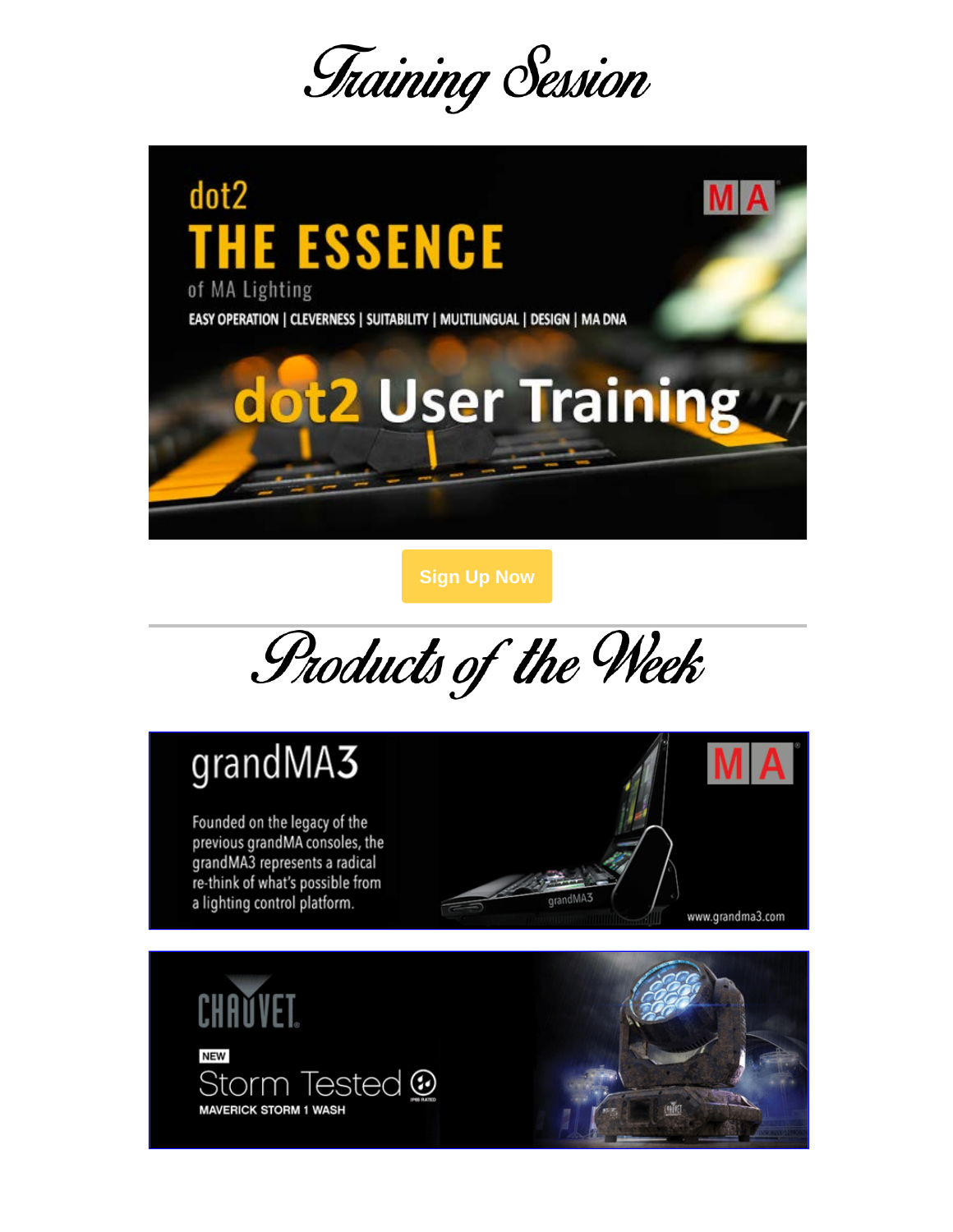# Training Session

dot2

THE ESSENCE

of MA Lighting

EASY OPERATION | CLEVERNESS | SUITABILITY | MULTILINGUAL | DESIGN | MA DNA

dot2 User Training

Sign Up Now

---

# Products of the Week

grandMA3

Founded on the legacy of the previous grandMA consoles, the grandMA3 represents a radical re-think of what's possible from a lighting control platform.

www.grandma3.com

CHAUVET

NEW

Storm Tested

MAVERICK STORM 1 WASH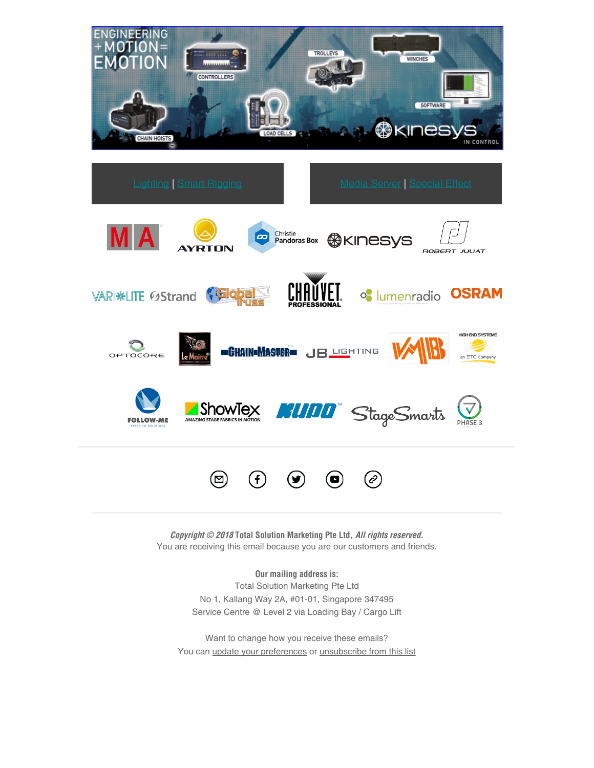Lighting | Smart Rigging

Media Server | Special Effect

---

***Copyright © 2018* Total Solution Marketing Pte Ltd*, All rights reserved.***
You are receiving this email because you are our customers and friends.

**Our mailing address is:**
Total Solution Marketing Pte Ltd
No 1, Kallang Way 2A, #01-01, Singapore 347495
Service Centre @ Level 2 via Loading Bay / Cargo Lift

Want to change how you receive these emails?
You can update your preferences or unsubscribe from this list